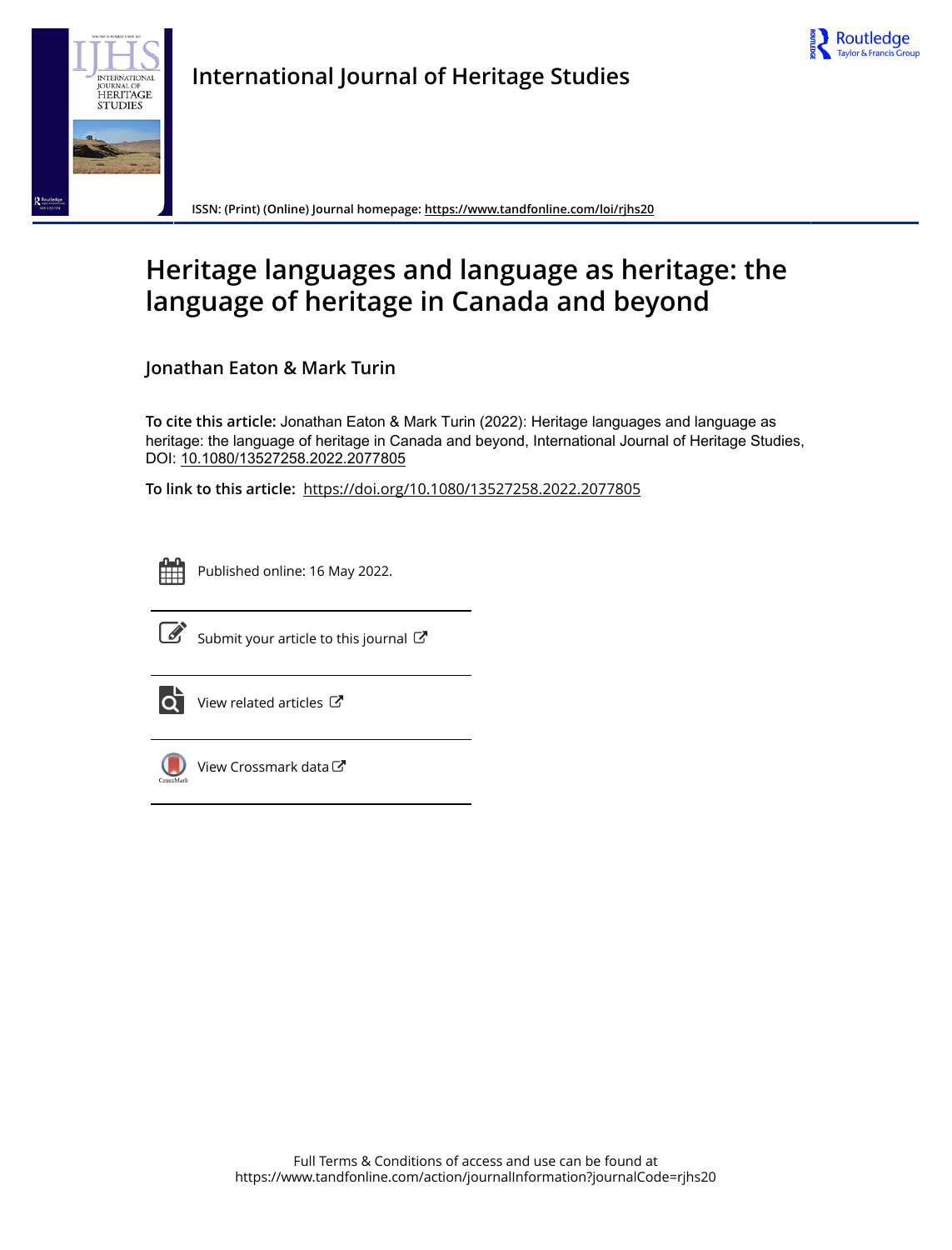International Journal of Heritage Studies

ISSN: (Print) (Online) Journal homepage: https://www.tandfonline.com/loi/rjhs20

# Heritage languages and language as heritage: the language of heritage in Canada and beyond

**Jonathan Eaton & Mark Turin**

**To cite this article:** Jonathan Eaton & Mark Turin (2022): Heritage languages and language as heritage: the language of heritage in Canada and beyond, International Journal of Heritage Studies, DOI: 10.1080/13527258.2022.2077805

**To link to this article:** https://doi.org/10.1080/13527258.2022.2077805

Published online: 16 May 2022.

Submit your article to this journal

View related articles

View Crossmark data

Full Terms & Conditions of access and use can be found at
https://www.tandfonline.com/action/journalInformation?journalCode=rjhs20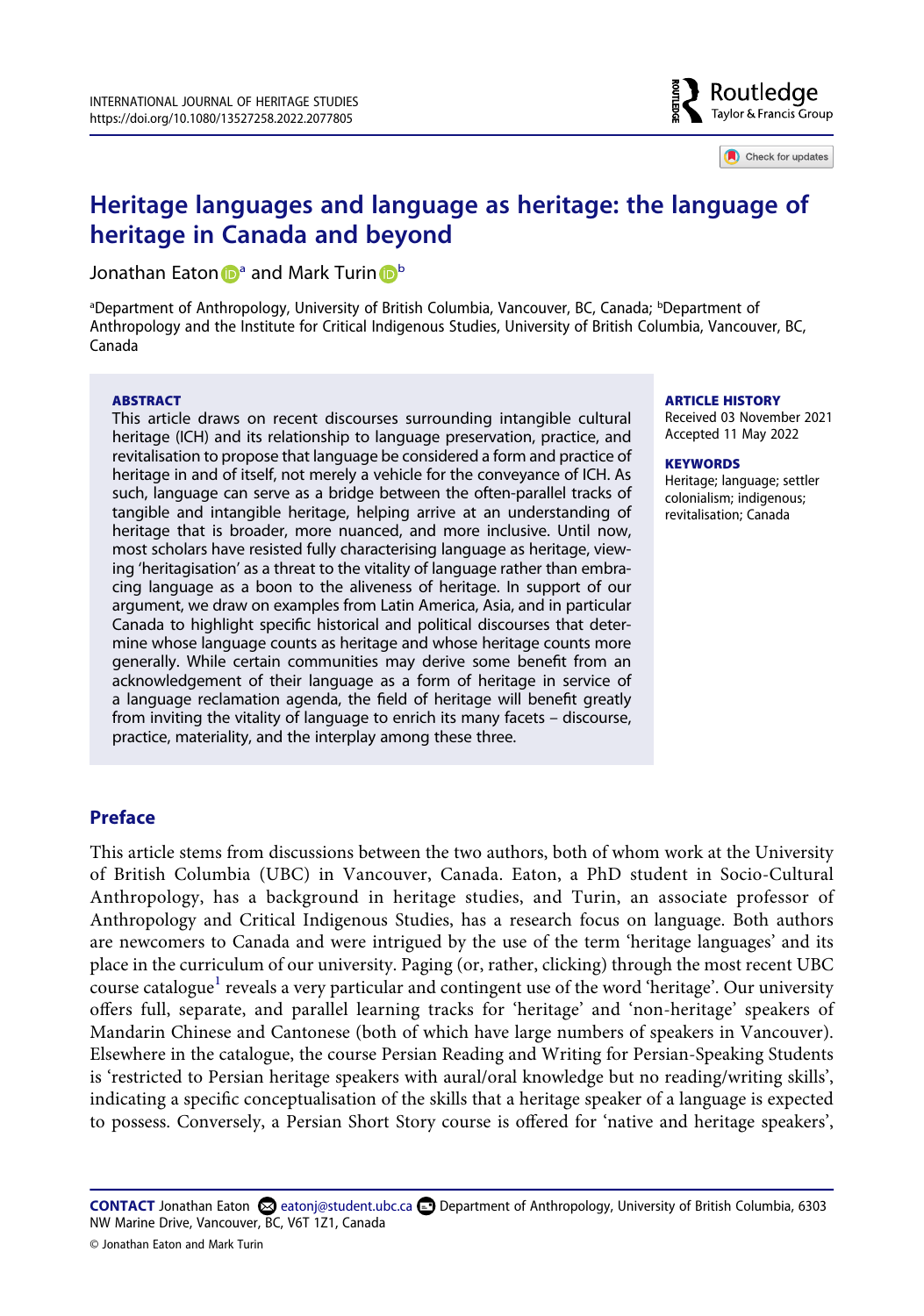# Heritage languages and language as heritage: the language of heritage in Canada and beyond

Jonathan Eaton[a] and Mark Turin[b]

[a]Department of Anthropology, University of British Columbia, Vancouver, BC, Canada; [b]Department of Anthropology and the Institute for Critical Indigenous Studies, University of British Columbia, Vancouver, BC, Canada

**ABSTRACT**

This article draws on recent discourses surrounding intangible cultural heritage (ICH) and its relationship to language preservation, practice, and revitalisation to propose that language be considered a form and practice of heritage in and of itself, not merely a vehicle for the conveyance of ICH. As such, language can serve as a bridge between the often-parallel tracks of tangible and intangible heritage, helping arrive at an understanding of heritage that is broader, more nuanced, and more inclusive. Until now, most scholars have resisted fully characterising language as heritage, viewing 'heritagisation' as a threat to the vitality of language rather than embracing language as a boon to the aliveness of heritage. In support of our argument, we draw on examples from Latin America, Asia, and in particular Canada to highlight specific historical and political discourses that determine whose language counts as heritage and whose heritage counts more generally. While certain communities may derive some benefit from an acknowledgement of their language as a form of heritage in service of a language reclamation agenda, the field of heritage will benefit greatly from inviting the vitality of language to enrich its many facets – discourse, practice, materiality, and the interplay among these three.

**ARTICLE HISTORY**

Received 03 November 2021
Accepted 11 May 2022

**KEYWORDS**

Heritage; language; settler colonialism; indigenous; revitalisation; Canada

## Preface

This article stems from discussions between the two authors, both of whom work at the University of British Columbia (UBC) in Vancouver, Canada. Eaton, a PhD student in Socio-Cultural Anthropology, has a background in heritage studies, and Turin, an associate professor of Anthropology and Critical Indigenous Studies, has a research focus on language. Both authors are newcomers to Canada and were intrigued by the use of the term 'heritage languages' and its place in the curriculum of our university. Paging (or, rather, clicking) through the most recent UBC course catalogue[1] reveals a very particular and contingent use of the word 'heritage'. Our university offers full, separate, and parallel learning tracks for 'heritage' and 'non-heritage' speakers of Mandarin Chinese and Cantonese (both of which have large numbers of speakers in Vancouver). Elsewhere in the catalogue, the course Persian Reading and Writing for Persian-Speaking Students is 'restricted to Persian heritage speakers with aural/oral knowledge but no reading/writing skills', indicating a specific conceptualisation of the skills that a heritage speaker of a language is expected to possess. Conversely, a Persian Short Story course is offered for 'native and heritage speakers',

**CONTACT** Jonathan Eaton eatonj@student.ubc.ca Department of Anthropology, University of British Columbia, 6303 NW Marine Drive, Vancouver, BC, V6T 1Z1, Canada

© Jonathan Eaton and Mark Turin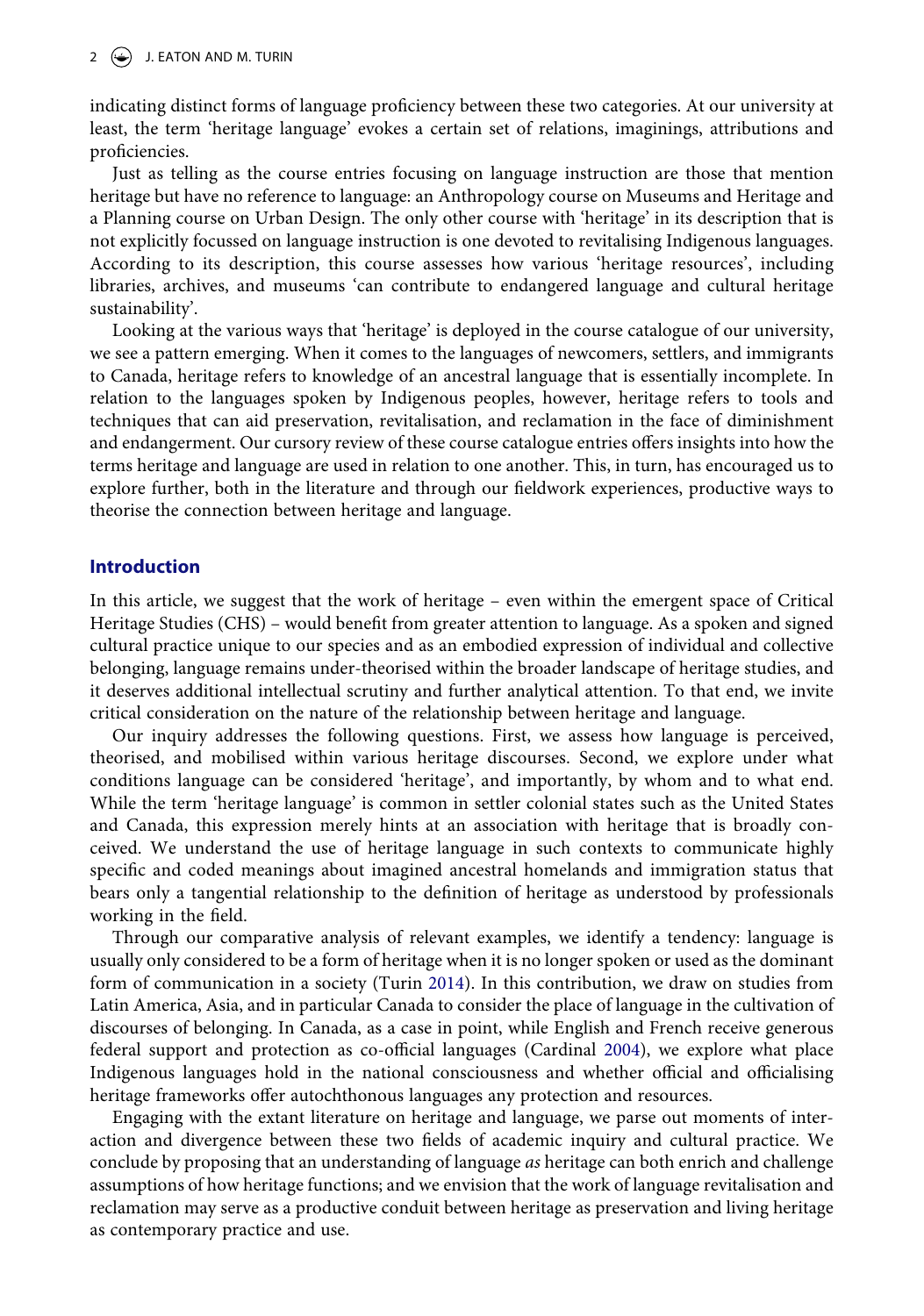indicating distinct forms of language proficiency between these two categories. At our university at least, the term 'heritage language' evokes a certain set of relations, imaginings, attributions and proficiencies.

Just as telling as the course entries focusing on language instruction are those that mention heritage but have no reference to language: an Anthropology course on Museums and Heritage and a Planning course on Urban Design. The only other course with 'heritage' in its description that is not explicitly focussed on language instruction is one devoted to revitalising Indigenous languages. According to its description, this course assesses how various 'heritage resources', including libraries, archives, and museums 'can contribute to endangered language and cultural heritage sustainability'.

Looking at the various ways that 'heritage' is deployed in the course catalogue of our university, we see a pattern emerging. When it comes to the languages of newcomers, settlers, and immigrants to Canada, heritage refers to knowledge of an ancestral language that is essentially incomplete. In relation to the languages spoken by Indigenous peoples, however, heritage refers to tools and techniques that can aid preservation, revitalisation, and reclamation in the face of diminishment and endangerment. Our cursory review of these course catalogue entries offers insights into how the terms heritage and language are used in relation to one another. This, in turn, has encouraged us to explore further, both in the literature and through our fieldwork experiences, productive ways to theorise the connection between heritage and language.

## Introduction

In this article, we suggest that the work of heritage – even within the emergent space of Critical Heritage Studies (CHS) – would benefit from greater attention to language. As a spoken and signed cultural practice unique to our species and as an embodied expression of individual and collective belonging, language remains under-theorised within the broader landscape of heritage studies, and it deserves additional intellectual scrutiny and further analytical attention. To that end, we invite critical consideration on the nature of the relationship between heritage and language.

Our inquiry addresses the following questions. First, we assess how language is perceived, theorised, and mobilised within various heritage discourses. Second, we explore under what conditions language can be considered 'heritage', and importantly, by whom and to what end. While the term 'heritage language' is common in settler colonial states such as the United States and Canada, this expression merely hints at an association with heritage that is broadly conceived. We understand the use of heritage language in such contexts to communicate highly specific and coded meanings about imagined ancestral homelands and immigration status that bears only a tangential relationship to the definition of heritage as understood by professionals working in the field.

Through our comparative analysis of relevant examples, we identify a tendency: language is usually only considered to be a form of heritage when it is no longer spoken or used as the dominant form of communication in a society (Turin 2014). In this contribution, we draw on studies from Latin America, Asia, and in particular Canada to consider the place of language in the cultivation of discourses of belonging. In Canada, as a case in point, while English and French receive generous federal support and protection as co-official languages (Cardinal 2004), we explore what place Indigenous languages hold in the national consciousness and whether official and officialising heritage frameworks offer autochthonous languages any protection and resources.

Engaging with the extant literature on heritage and language, we parse out moments of interaction and divergence between these two fields of academic inquiry and cultural practice. We conclude by proposing that an understanding of language *as* heritage can both enrich and challenge assumptions of how heritage functions; and we envision that the work of language revitalisation and reclamation may serve as a productive conduit between heritage as preservation and living heritage as contemporary practice and use.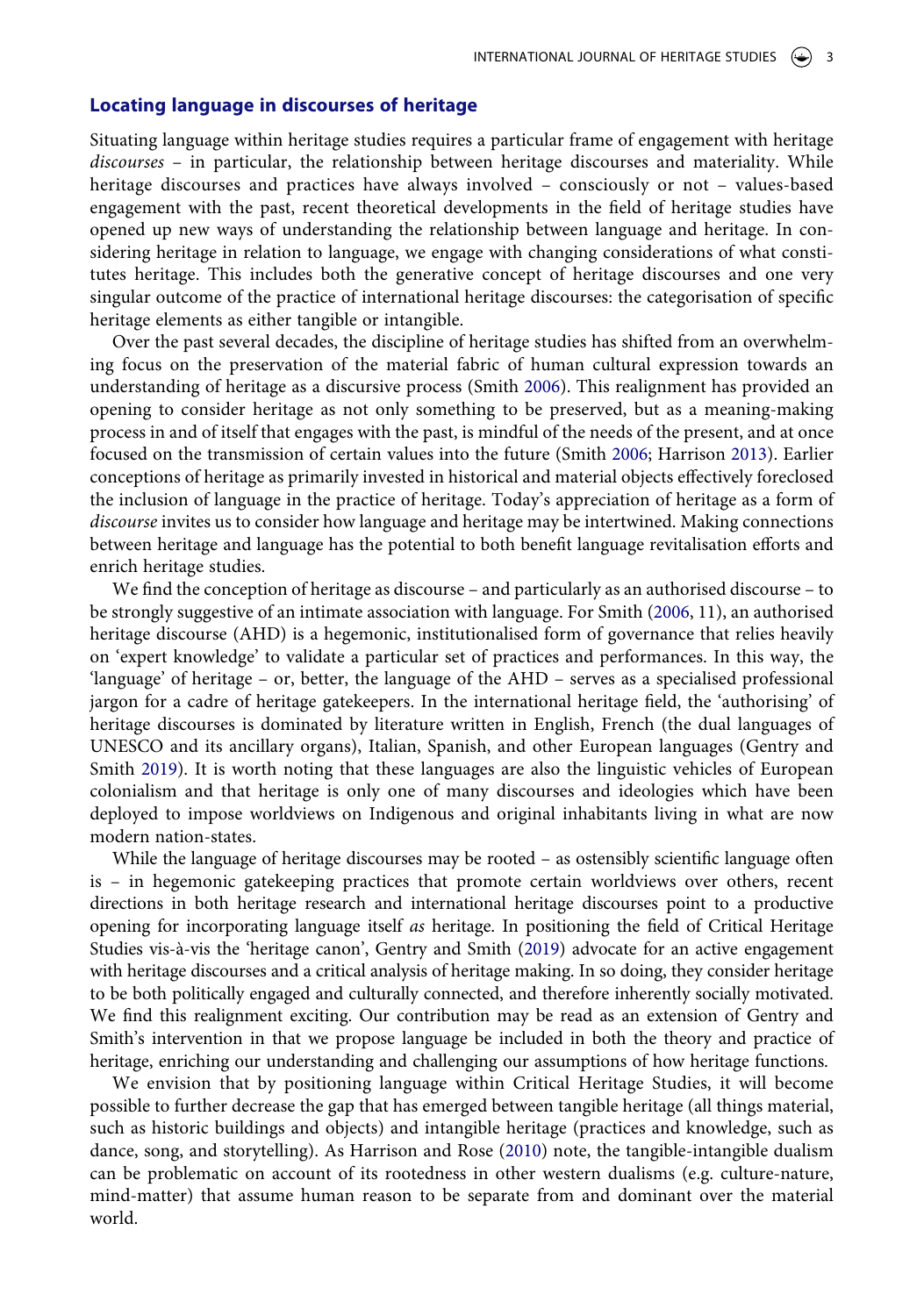## Locating language in discourses of heritage

Situating language within heritage studies requires a particular frame of engagement with heritage *discourses* – in particular, the relationship between heritage discourses and materiality. While heritage discourses and practices have always involved – consciously or not – values-based engagement with the past, recent theoretical developments in the field of heritage studies have opened up new ways of understanding the relationship between language and heritage. In considering heritage in relation to language, we engage with changing considerations of what constitutes heritage. This includes both the generative concept of heritage discourses and one very singular outcome of the practice of international heritage discourses: the categorisation of specific heritage elements as either tangible or intangible.

Over the past several decades, the discipline of heritage studies has shifted from an overwhelming focus on the preservation of the material fabric of human cultural expression towards an understanding of heritage as a discursive process (Smith 2006). This realignment has provided an opening to consider heritage as not only something to be preserved, but as a meaning-making process in and of itself that engages with the past, is mindful of the needs of the present, and at once focused on the transmission of certain values into the future (Smith 2006; Harrison 2013). Earlier conceptions of heritage as primarily invested in historical and material objects effectively foreclosed the inclusion of language in the practice of heritage. Today's appreciation of heritage as a form of *discourse* invites us to consider how language and heritage may be intertwined. Making connections between heritage and language has the potential to both benefit language revitalisation efforts and enrich heritage studies.

We find the conception of heritage as discourse – and particularly as an authorised discourse – to be strongly suggestive of an intimate association with language. For Smith (2006, 11), an authorised heritage discourse (AHD) is a hegemonic, institutionalised form of governance that relies heavily on 'expert knowledge' to validate a particular set of practices and performances. In this way, the 'language' of heritage – or, better, the language of the AHD – serves as a specialised professional jargon for a cadre of heritage gatekeepers. In the international heritage field, the 'authorising' of heritage discourses is dominated by literature written in English, French (the dual languages of UNESCO and its ancillary organs), Italian, Spanish, and other European languages (Gentry and Smith 2019). It is worth noting that these languages are also the linguistic vehicles of European colonialism and that heritage is only one of many discourses and ideologies which have been deployed to impose worldviews on Indigenous and original inhabitants living in what are now modern nation-states.

While the language of heritage discourses may be rooted – as ostensibly scientific language often is – in hegemonic gatekeeping practices that promote certain worldviews over others, recent directions in both heritage research and international heritage discourses point to a productive opening for incorporating language itself *as* heritage. In positioning the field of Critical Heritage Studies vis-à-vis the 'heritage canon', Gentry and Smith (2019) advocate for an active engagement with heritage discourses and a critical analysis of heritage making. In so doing, they consider heritage to be both politically engaged and culturally connected, and therefore inherently socially motivated. We find this realignment exciting. Our contribution may be read as an extension of Gentry and Smith's intervention in that we propose language be included in both the theory and practice of heritage, enriching our understanding and challenging our assumptions of how heritage functions.

We envision that by positioning language within Critical Heritage Studies, it will become possible to further decrease the gap that has emerged between tangible heritage (all things material, such as historic buildings and objects) and intangible heritage (practices and knowledge, such as dance, song, and storytelling). As Harrison and Rose (2010) note, the tangible-intangible dualism can be problematic on account of its rootedness in other western dualisms (e.g. culture-nature, mind-matter) that assume human reason to be separate from and dominant over the material world.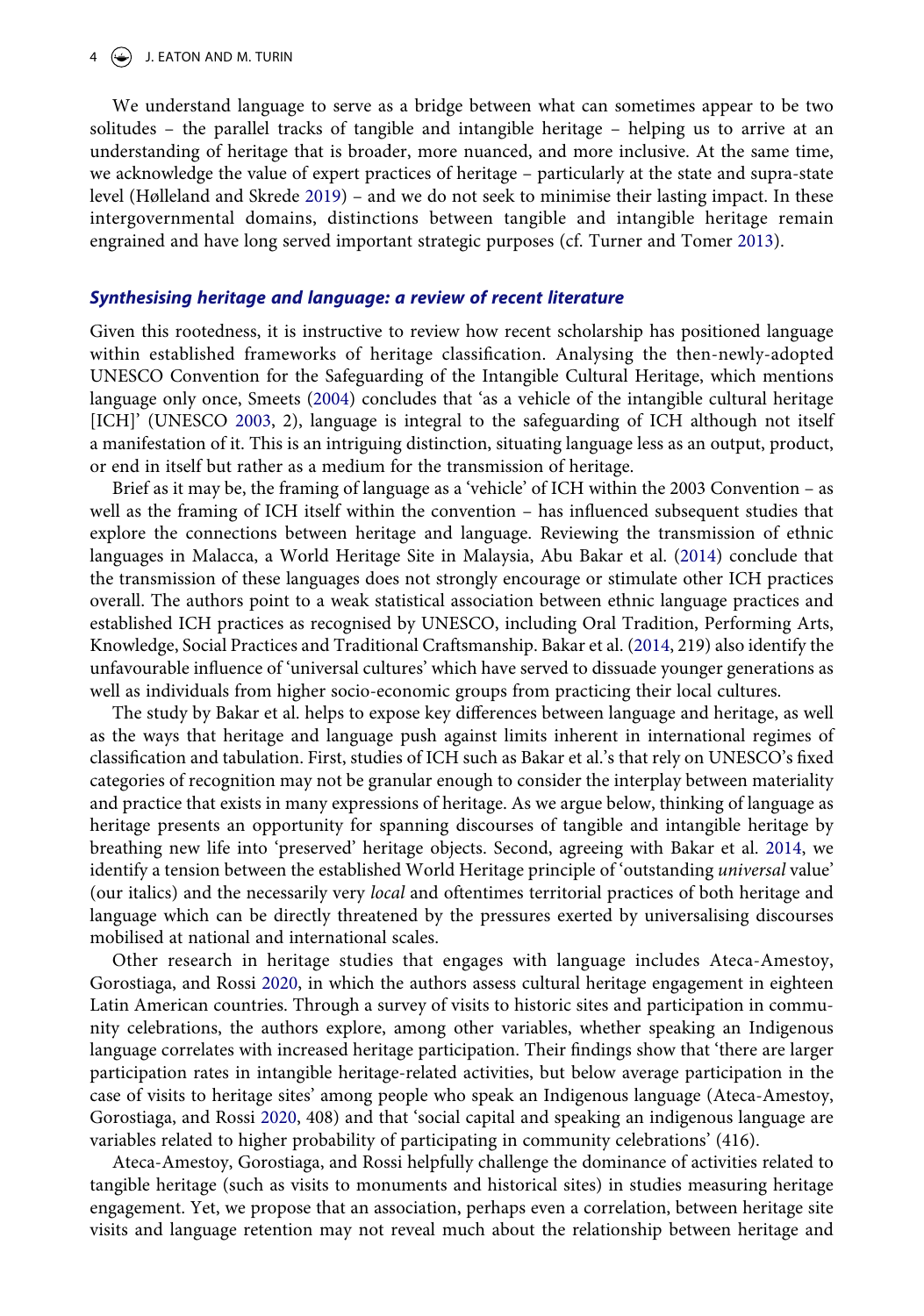We understand language to serve as a bridge between what can sometimes appear to be two solitudes – the parallel tracks of tangible and intangible heritage – helping us to arrive at an understanding of heritage that is broader, more nuanced, and more inclusive. At the same time, we acknowledge the value of expert practices of heritage – particularly at the state and supra-state level (Hølleland and Skrede 2019) – and we do not seek to minimise their lasting impact. In these intergovernmental domains, distinctions between tangible and intangible heritage remain engrained and have long served important strategic purposes (cf. Turner and Tomer 2013).

### *Synthesising heritage and language: a review of recent literature*

Given this rootedness, it is instructive to review how recent scholarship has positioned language within established frameworks of heritage classification. Analysing the then-newly-adopted UNESCO Convention for the Safeguarding of the Intangible Cultural Heritage, which mentions language only once, Smeets (2004) concludes that 'as a vehicle of the intangible cultural heritage [ICH]' (UNESCO 2003, 2), language is integral to the safeguarding of ICH although not itself a manifestation of it. This is an intriguing distinction, situating language less as an output, product, or end in itself but rather as a medium for the transmission of heritage.

Brief as it may be, the framing of language as a 'vehicle' of ICH within the 2003 Convention – as well as the framing of ICH itself within the convention – has influenced subsequent studies that explore the connections between heritage and language. Reviewing the transmission of ethnic languages in Malacca, a World Heritage Site in Malaysia, Abu Bakar et al. (2014) conclude that the transmission of these languages does not strongly encourage or stimulate other ICH practices overall. The authors point to a weak statistical association between ethnic language practices and established ICH practices as recognised by UNESCO, including Oral Tradition, Performing Arts, Knowledge, Social Practices and Traditional Craftsmanship. Bakar et al. (2014, 219) also identify the unfavourable influence of 'universal cultures' which have served to dissuade younger generations as well as individuals from higher socio-economic groups from practicing their local cultures.

The study by Bakar et al. helps to expose key differences between language and heritage, as well as the ways that heritage and language push against limits inherent in international regimes of classification and tabulation. First, studies of ICH such as Bakar et al.'s that rely on UNESCO's fixed categories of recognition may not be granular enough to consider the interplay between materiality and practice that exists in many expressions of heritage. As we argue below, thinking of language as heritage presents an opportunity for spanning discourses of tangible and intangible heritage by breathing new life into 'preserved' heritage objects. Second, agreeing with Bakar et al. 2014, we identify a tension between the established World Heritage principle of 'outstanding *universal* value' (our italics) and the necessarily very *local* and oftentimes territorial practices of both heritage and language which can be directly threatened by the pressures exerted by universalising discourses mobilised at national and international scales.

Other research in heritage studies that engages with language includes Ateca-Amestoy, Gorostiaga, and Rossi 2020, in which the authors assess cultural heritage engagement in eighteen Latin American countries. Through a survey of visits to historic sites and participation in community celebrations, the authors explore, among other variables, whether speaking an Indigenous language correlates with increased heritage participation. Their findings show that 'there are larger participation rates in intangible heritage-related activities, but below average participation in the case of visits to heritage sites' among people who speak an Indigenous language (Ateca-Amestoy, Gorostiaga, and Rossi 2020, 408) and that 'social capital and speaking an indigenous language are variables related to higher probability of participating in community celebrations' (416).

Ateca-Amestoy, Gorostiaga, and Rossi helpfully challenge the dominance of activities related to tangible heritage (such as visits to monuments and historical sites) in studies measuring heritage engagement. Yet, we propose that an association, perhaps even a correlation, between heritage site visits and language retention may not reveal much about the relationship between heritage and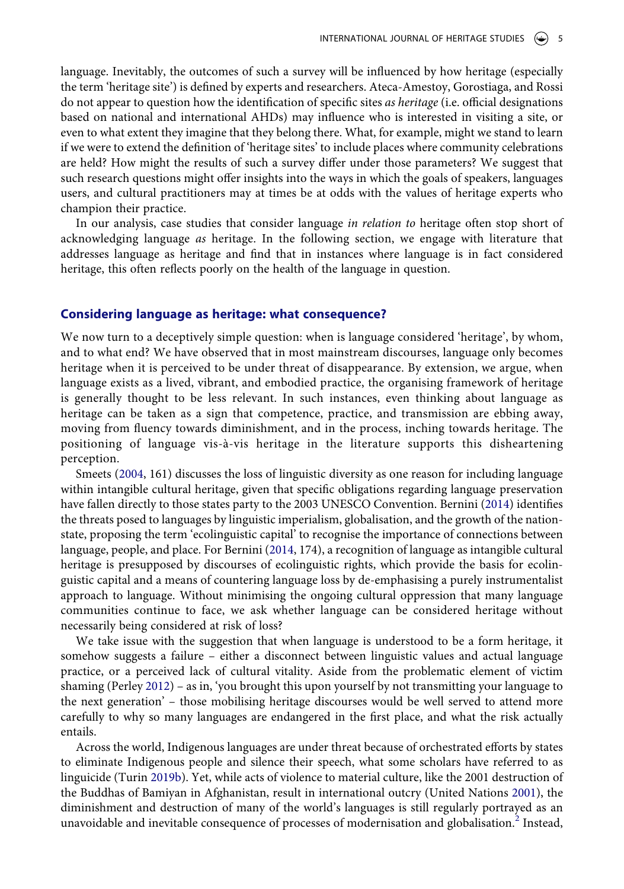language. Inevitably, the outcomes of such a survey will be influenced by how heritage (especially the term 'heritage site') is defined by experts and researchers. Ateca-Amestoy, Gorostiaga, and Rossi do not appear to question how the identification of specific sites *as heritage* (i.e. official designations based on national and international AHDs) may influence who is interested in visiting a site, or even to what extent they imagine that they belong there. What, for example, might we stand to learn if we were to extend the definition of 'heritage sites' to include places where community celebrations are held? How might the results of such a survey differ under those parameters? We suggest that such research questions might offer insights into the ways in which the goals of speakers, languages users, and cultural practitioners may at times be at odds with the values of heritage experts who champion their practice.

In our analysis, case studies that consider language *in relation to* heritage often stop short of acknowledging language *as* heritage. In the following section, we engage with literature that addresses language as heritage and find that in instances where language is in fact considered heritage, this often reflects poorly on the health of the language in question.

## Considering language as heritage: what consequence?

We now turn to a deceptively simple question: when is language considered 'heritage', by whom, and to what end? We have observed that in most mainstream discourses, language only becomes heritage when it is perceived to be under threat of disappearance. By extension, we argue, when language exists as a lived, vibrant, and embodied practice, the organising framework of heritage is generally thought to be less relevant. In such instances, even thinking about language as heritage can be taken as a sign that competence, practice, and transmission are ebbing away, moving from fluency towards diminishment, and in the process, inching towards heritage. The positioning of language vis-à-vis heritage in the literature supports this disheartening perception.

Smeets (2004, 161) discusses the loss of linguistic diversity as one reason for including language within intangible cultural heritage, given that specific obligations regarding language preservation have fallen directly to those states party to the 2003 UNESCO Convention. Bernini (2014) identifies the threats posed to languages by linguistic imperialism, globalisation, and the growth of the nation-state, proposing the term 'ecolinguistic capital' to recognise the importance of connections between language, people, and place. For Bernini (2014, 174), a recognition of language as intangible cultural heritage is presupposed by discourses of ecolinguistic rights, which provide the basis for ecolinguistic capital and a means of countering language loss by de-emphasising a purely instrumentalist approach to language. Without minimising the ongoing cultural oppression that many language communities continue to face, we ask whether language can be considered heritage without necessarily being considered at risk of loss?

We take issue with the suggestion that when language is understood to be a form heritage, it somehow suggests a failure – either a disconnect between linguistic values and actual language practice, or a perceived lack of cultural vitality. Aside from the problematic element of victim shaming (Perley 2012) – as in, 'you brought this upon yourself by not transmitting your language to the next generation' – those mobilising heritage discourses would be well served to attend more carefully to why so many languages are endangered in the first place, and what the risk actually entails.

Across the world, Indigenous languages are under threat because of orchestrated efforts by states to eliminate Indigenous people and silence their speech, what some scholars have referred to as linguicide (Turin 2019b). Yet, while acts of violence to material culture, like the 2001 destruction of the Buddhas of Bamiyan in Afghanistan, result in international outcry (United Nations 2001), the diminishment and destruction of many of the world's languages is still regularly portrayed as an unavoidable and inevitable consequence of processes of modernisation and globalisation.[2] Instead,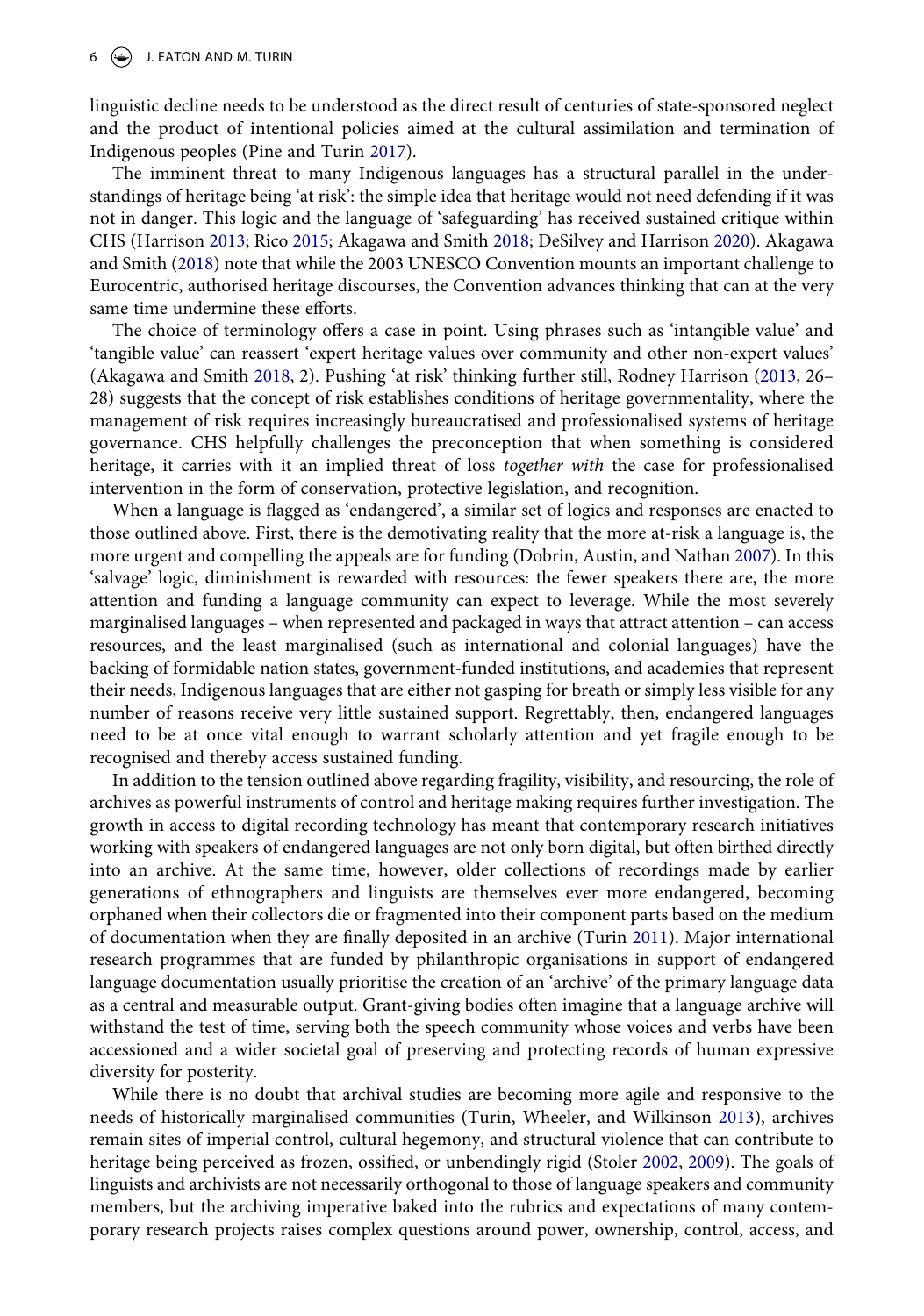linguistic decline needs to be understood as the direct result of centuries of state-sponsored neglect and the product of intentional policies aimed at the cultural assimilation and termination of Indigenous peoples (Pine and Turin 2017).

The imminent threat to many Indigenous languages has a structural parallel in the understandings of heritage being 'at risk': the simple idea that heritage would not need defending if it was not in danger. This logic and the language of 'safeguarding' has received sustained critique within CHS (Harrison 2013; Rico 2015; Akagawa and Smith 2018; DeSilvey and Harrison 2020). Akagawa and Smith (2018) note that while the 2003 UNESCO Convention mounts an important challenge to Eurocentric, authorised heritage discourses, the Convention advances thinking that can at the very same time undermine these efforts.

The choice of terminology offers a case in point. Using phrases such as 'intangible value' and 'tangible value' can reassert 'expert heritage values over community and other non-expert values' (Akagawa and Smith 2018, 2). Pushing 'at risk' thinking further still, Rodney Harrison (2013, 26–28) suggests that the concept of risk establishes conditions of heritage governmentality, where the management of risk requires increasingly bureaucratised and professionalised systems of heritage governance. CHS helpfully challenges the preconception that when something is considered heritage, it carries with it an implied threat of loss *together with* the case for professionalised intervention in the form of conservation, protective legislation, and recognition.

When a language is flagged as 'endangered', a similar set of logics and responses are enacted to those outlined above. First, there is the demotivating reality that the more at-risk a language is, the more urgent and compelling the appeals are for funding (Dobrin, Austin, and Nathan 2007). In this 'salvage' logic, diminishment is rewarded with resources: the fewer speakers there are, the more attention and funding a language community can expect to leverage. While the most severely marginalised languages – when represented and packaged in ways that attract attention – can access resources, and the least marginalised (such as international and colonial languages) have the backing of formidable nation states, government-funded institutions, and academies that represent their needs, Indigenous languages that are either not gasping for breath or simply less visible for any number of reasons receive very little sustained support. Regrettably, then, endangered languages need to be at once vital enough to warrant scholarly attention and yet fragile enough to be recognised and thereby access sustained funding.

In addition to the tension outlined above regarding fragility, visibility, and resourcing, the role of archives as powerful instruments of control and heritage making requires further investigation. The growth in access to digital recording technology has meant that contemporary research initiatives working with speakers of endangered languages are not only born digital, but often birthed directly into an archive. At the same time, however, older collections of recordings made by earlier generations of ethnographers and linguists are themselves ever more endangered, becoming orphaned when their collectors die or fragmented into their component parts based on the medium of documentation when they are finally deposited in an archive (Turin 2011). Major international research programmes that are funded by philanthropic organisations in support of endangered language documentation usually prioritise the creation of an 'archive' of the primary language data as a central and measurable output. Grant-giving bodies often imagine that a language archive will withstand the test of time, serving both the speech community whose voices and verbs have been accessioned and a wider societal goal of preserving and protecting records of human expressive diversity for posterity.

While there is no doubt that archival studies are becoming more agile and responsive to the needs of historically marginalised communities (Turin, Wheeler, and Wilkinson 2013), archives remain sites of imperial control, cultural hegemony, and structural violence that can contribute to heritage being perceived as frozen, ossified, or unbendingly rigid (Stoler 2002, 2009). The goals of linguists and archivists are not necessarily orthogonal to those of language speakers and community members, but the archiving imperative baked into the rubrics and expectations of many contemporary research projects raises complex questions around power, ownership, control, access, and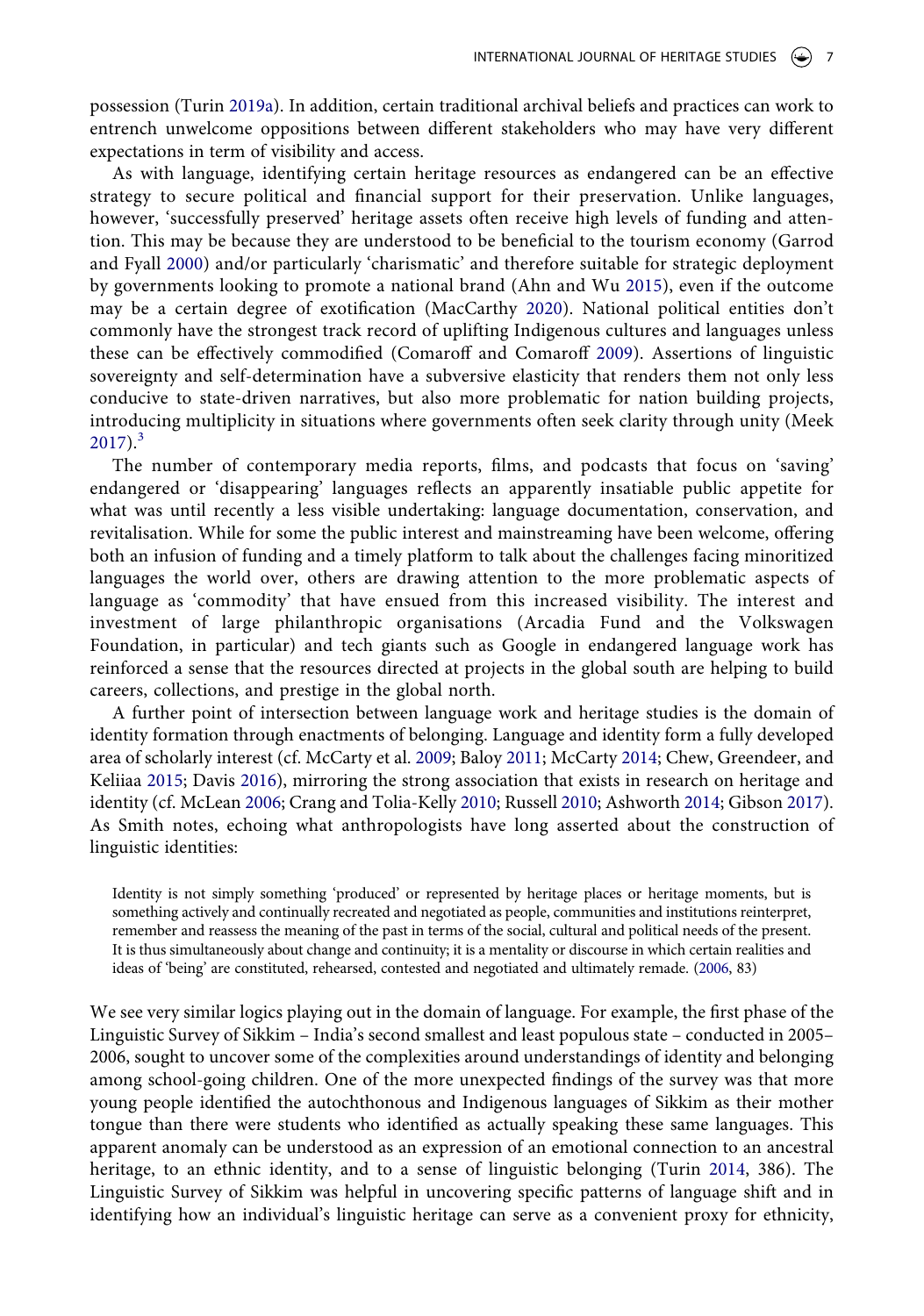possession (Turin 2019a). In addition, certain traditional archival beliefs and practices can work to entrench unwelcome oppositions between different stakeholders who may have very different expectations in term of visibility and access.

As with language, identifying certain heritage resources as endangered can be an effective strategy to secure political and financial support for their preservation. Unlike languages, however, 'successfully preserved' heritage assets often receive high levels of funding and attention. This may be because they are understood to be beneficial to the tourism economy (Garrod and Fyall 2000) and/or particularly 'charismatic' and therefore suitable for strategic deployment by governments looking to promote a national brand (Ahn and Wu 2015), even if the outcome may be a certain degree of exotification (MacCarthy 2020). National political entities don't commonly have the strongest track record of uplifting Indigenous cultures and languages unless these can be effectively commodified (Comaroff and Comaroff 2009). Assertions of linguistic sovereignty and self-determination have a subversive elasticity that renders them not only less conducive to state-driven narratives, but also more problematic for nation building projects, introducing multiplicity in situations where governments often seek clarity through unity (Meek 2017).[3]

The number of contemporary media reports, films, and podcasts that focus on 'saving' endangered or 'disappearing' languages reflects an apparently insatiable public appetite for what was until recently a less visible undertaking: language documentation, conservation, and revitalisation. While for some the public interest and mainstreaming have been welcome, offering both an infusion of funding and a timely platform to talk about the challenges facing minoritized languages the world over, others are drawing attention to the more problematic aspects of language as 'commodity' that have ensued from this increased visibility. The interest and investment of large philanthropic organisations (Arcadia Fund and the Volkswagen Foundation, in particular) and tech giants such as Google in endangered language work has reinforced a sense that the resources directed at projects in the global south are helping to build careers, collections, and prestige in the global north.

A further point of intersection between language work and heritage studies is the domain of identity formation through enactments of belonging. Language and identity form a fully developed area of scholarly interest (cf. McCarty et al. 2009; Baloy 2011; McCarty 2014; Chew, Greendeer, and Keliiaa 2015; Davis 2016), mirroring the strong association that exists in research on heritage and identity (cf. McLean 2006; Crang and Tolia-Kelly 2010; Russell 2010; Ashworth 2014; Gibson 2017). As Smith notes, echoing what anthropologists have long asserted about the construction of linguistic identities:

> Identity is not simply something 'produced' or represented by heritage places or heritage moments, but is something actively and continually recreated and negotiated as people, communities and institutions reinterpret, remember and reassess the meaning of the past in terms of the social, cultural and political needs of the present. It is thus simultaneously about change and continuity; it is a mentality or discourse in which certain realities and ideas of 'being' are constituted, rehearsed, contested and negotiated and ultimately remade. (2006, 83)

We see very similar logics playing out in the domain of language. For example, the first phase of the Linguistic Survey of Sikkim – India's second smallest and least populous state – conducted in 2005–2006, sought to uncover some of the complexities around understandings of identity and belonging among school-going children. One of the more unexpected findings of the survey was that more young people identified the autochthonous and Indigenous languages of Sikkim as their mother tongue than there were students who identified as actually speaking these same languages. This apparent anomaly can be understood as an expression of an emotional connection to an ancestral heritage, to an ethnic identity, and to a sense of linguistic belonging (Turin 2014, 386). The Linguistic Survey of Sikkim was helpful in uncovering specific patterns of language shift and in identifying how an individual's linguistic heritage can serve as a convenient proxy for ethnicity,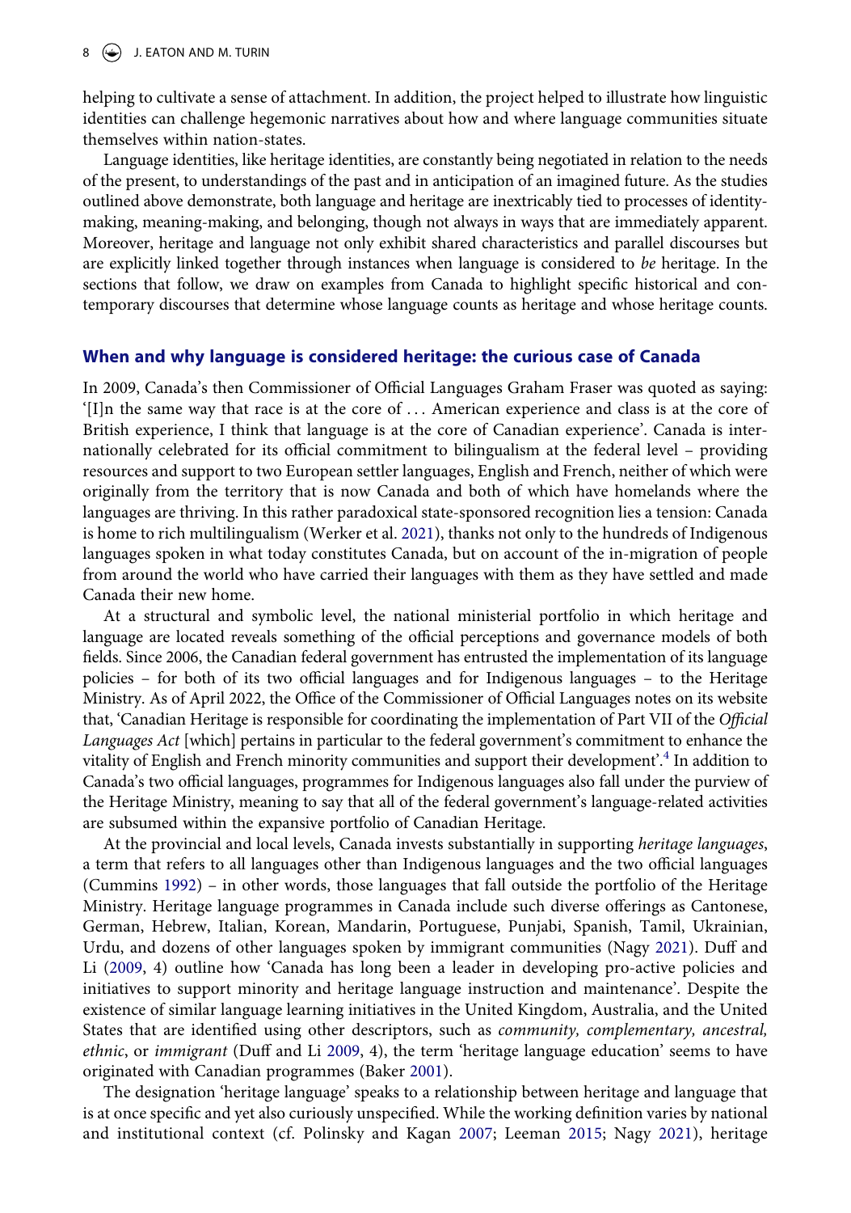helping to cultivate a sense of attachment. In addition, the project helped to illustrate how linguistic identities can challenge hegemonic narratives about how and where language communities situate themselves within nation-states.

Language identities, like heritage identities, are constantly being negotiated in relation to the needs of the present, to understandings of the past and in anticipation of an imagined future. As the studies outlined above demonstrate, both language and heritage are inextricably tied to processes of identity-making, meaning-making, and belonging, though not always in ways that are immediately apparent. Moreover, heritage and language not only exhibit shared characteristics and parallel discourses but are explicitly linked together through instances when language is considered to *be* heritage. In the sections that follow, we draw on examples from Canada to highlight specific historical and contemporary discourses that determine whose language counts as heritage and whose heritage counts.

## When and why language is considered heritage: the curious case of Canada

In 2009, Canada's then Commissioner of Official Languages Graham Fraser was quoted as saying: '[I]n the same way that race is at the core of … American experience and class is at the core of British experience, I think that language is at the core of Canadian experience'. Canada is internationally celebrated for its official commitment to bilingualism at the federal level – providing resources and support to two European settler languages, English and French, neither of which were originally from the territory that is now Canada and both of which have homelands where the languages are thriving. In this rather paradoxical state-sponsored recognition lies a tension: Canada is home to rich multilingualism (Werker et al. 2021), thanks not only to the hundreds of Indigenous languages spoken in what today constitutes Canada, but on account of the in-migration of people from around the world who have carried their languages with them as they have settled and made Canada their new home.

At a structural and symbolic level, the national ministerial portfolio in which heritage and language are located reveals something of the official perceptions and governance models of both fields. Since 2006, the Canadian federal government has entrusted the implementation of its language policies – for both of its two official languages and for Indigenous languages – to the Heritage Ministry. As of April 2022, the Office of the Commissioner of Official Languages notes on its website that, 'Canadian Heritage is responsible for coordinating the implementation of Part VII of the *Official Languages Act* [which] pertains in particular to the federal government's commitment to enhance the vitality of English and French minority communities and support their development'.[4] In addition to Canada's two official languages, programmes for Indigenous languages also fall under the purview of the Heritage Ministry, meaning to say that all of the federal government's language-related activities are subsumed within the expansive portfolio of Canadian Heritage.

At the provincial and local levels, Canada invests substantially in supporting *heritage languages*, a term that refers to all languages other than Indigenous languages and the two official languages (Cummins 1992) – in other words, those languages that fall outside the portfolio of the Heritage Ministry. Heritage language programmes in Canada include such diverse offerings as Cantonese, German, Hebrew, Italian, Korean, Mandarin, Portuguese, Punjabi, Spanish, Tamil, Ukrainian, Urdu, and dozens of other languages spoken by immigrant communities (Nagy 2021). Duff and Li (2009, 4) outline how 'Canada has long been a leader in developing pro-active policies and initiatives to support minority and heritage language instruction and maintenance'. Despite the existence of similar language learning initiatives in the United Kingdom, Australia, and the United States that are identified using other descriptors, such as *community, complementary, ancestral, ethnic*, or *immigrant* (Duff and Li 2009, 4), the term 'heritage language education' seems to have originated with Canadian programmes (Baker 2001).

The designation 'heritage language' speaks to a relationship between heritage and language that is at once specific and yet also curiously unspecified. While the working definition varies by national and institutional context (cf. Polinsky and Kagan 2007; Leeman 2015; Nagy 2021), heritage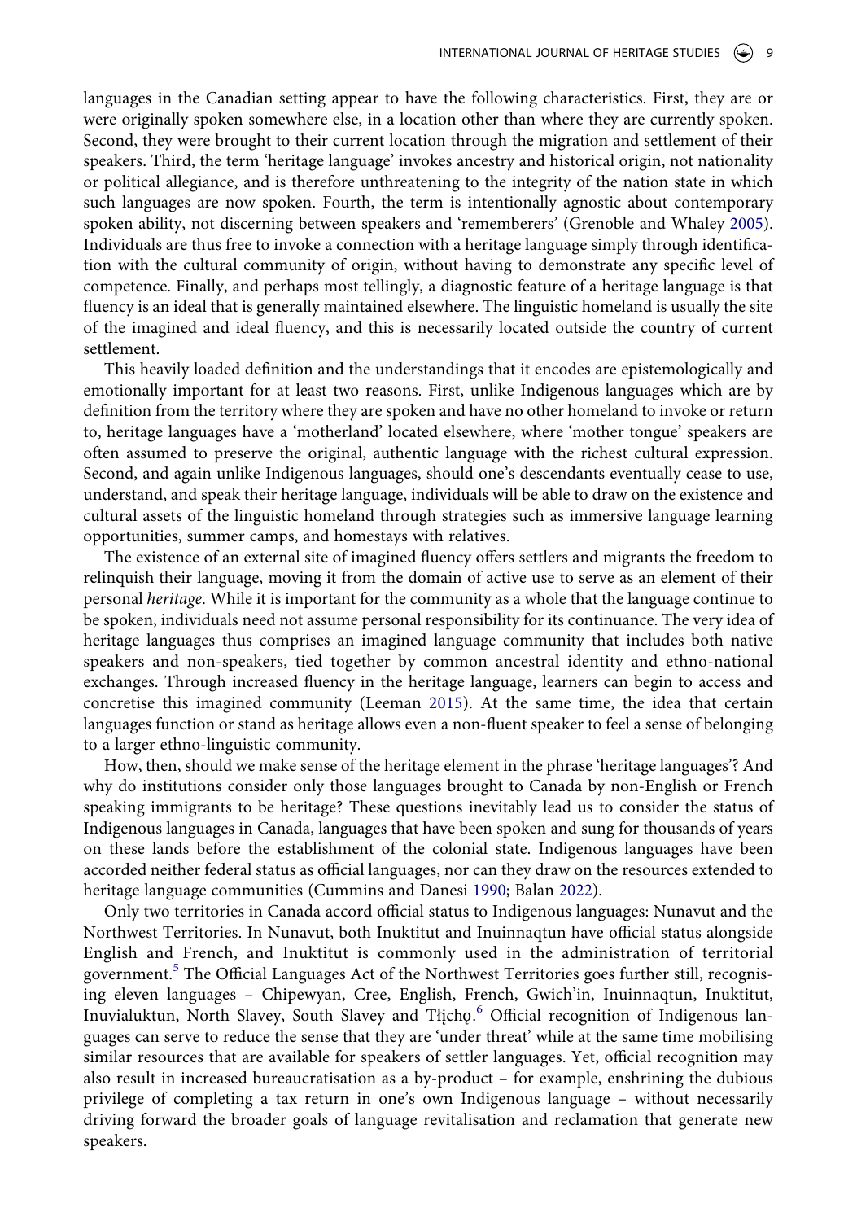languages in the Canadian setting appear to have the following characteristics. First, they are or were originally spoken somewhere else, in a location other than where they are currently spoken. Second, they were brought to their current location through the migration and settlement of their speakers. Third, the term 'heritage language' invokes ancestry and historical origin, not nationality or political allegiance, and is therefore unthreatening to the integrity of the nation state in which such languages are now spoken. Fourth, the term is intentionally agnostic about contemporary spoken ability, not discerning between speakers and 'rememberers' (Grenoble and Whaley 2005). Individuals are thus free to invoke a connection with a heritage language simply through identification with the cultural community of origin, without having to demonstrate any specific level of competence. Finally, and perhaps most tellingly, a diagnostic feature of a heritage language is that fluency is an ideal that is generally maintained elsewhere. The linguistic homeland is usually the site of the imagined and ideal fluency, and this is necessarily located outside the country of current settlement.

This heavily loaded definition and the understandings that it encodes are epistemologically and emotionally important for at least two reasons. First, unlike Indigenous languages which are by definition from the territory where they are spoken and have no other homeland to invoke or return to, heritage languages have a 'motherland' located elsewhere, where 'mother tongue' speakers are often assumed to preserve the original, authentic language with the richest cultural expression. Second, and again unlike Indigenous languages, should one's descendants eventually cease to use, understand, and speak their heritage language, individuals will be able to draw on the existence and cultural assets of the linguistic homeland through strategies such as immersive language learning opportunities, summer camps, and homestays with relatives.

The existence of an external site of imagined fluency offers settlers and migrants the freedom to relinquish their language, moving it from the domain of active use to serve as an element of their personal *heritage*. While it is important for the community as a whole that the language continue to be spoken, individuals need not assume personal responsibility for its continuance. The very idea of heritage languages thus comprises an imagined language community that includes both native speakers and non-speakers, tied together by common ancestral identity and ethno-national exchanges. Through increased fluency in the heritage language, learners can begin to access and concretise this imagined community (Leeman 2015). At the same time, the idea that certain languages function or stand as heritage allows even a non-fluent speaker to feel a sense of belonging to a larger ethno-linguistic community.

How, then, should we make sense of the heritage element in the phrase 'heritage languages'? And why do institutions consider only those languages brought to Canada by non-English or French speaking immigrants to be heritage? These questions inevitably lead us to consider the status of Indigenous languages in Canada, languages that have been spoken and sung for thousands of years on these lands before the establishment of the colonial state. Indigenous languages have been accorded neither federal status as official languages, nor can they draw on the resources extended to heritage language communities (Cummins and Danesi 1990; Balan 2022).

Only two territories in Canada accord official status to Indigenous languages: Nunavut and the Northwest Territories. In Nunavut, both Inuktitut and Inuinnaqtun have official status alongside English and French, and Inuktitut is commonly used in the administration of territorial government.[5] The Official Languages Act of the Northwest Territories goes further still, recognising eleven languages – Chipewyan, Cree, English, French, Gwich'in, Inuinnaqtun, Inuktitut, Inuvialuktun, North Slavey, South Slavey and Tłı̨chǫ.[6] Official recognition of Indigenous languages can serve to reduce the sense that they are 'under threat' while at the same time mobilising similar resources that are available for speakers of settler languages. Yet, official recognition may also result in increased bureaucratisation as a by-product – for example, enshrining the dubious privilege of completing a tax return in one's own Indigenous language – without necessarily driving forward the broader goals of language revitalisation and reclamation that generate new speakers.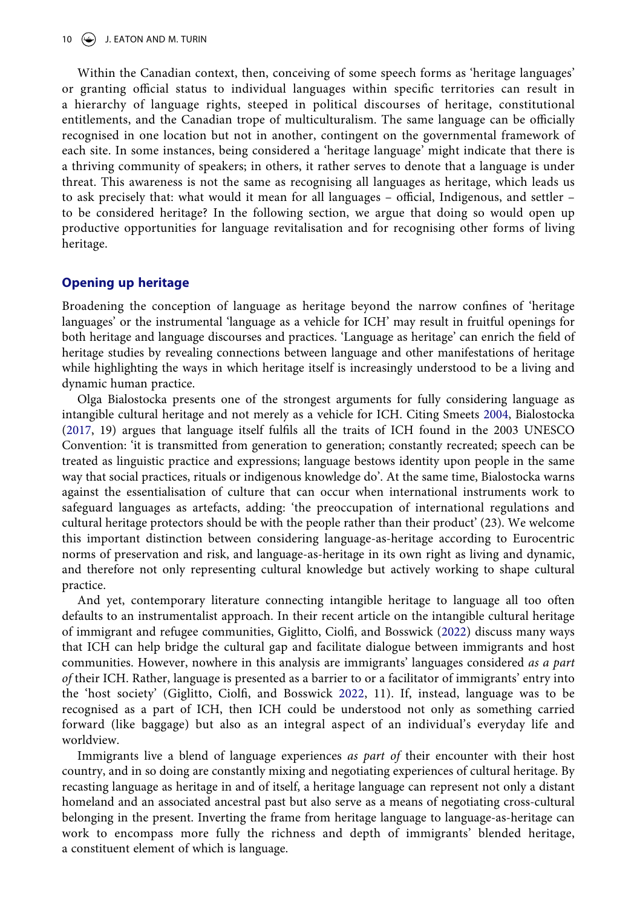Within the Canadian context, then, conceiving of some speech forms as 'heritage languages' or granting official status to individual languages within specific territories can result in a hierarchy of language rights, steeped in political discourses of heritage, constitutional entitlements, and the Canadian trope of multiculturalism. The same language can be officially recognised in one location but not in another, contingent on the governmental framework of each site. In some instances, being considered a 'heritage language' might indicate that there is a thriving community of speakers; in others, it rather serves to denote that a language is under threat. This awareness is not the same as recognising all languages as heritage, which leads us to ask precisely that: what would it mean for all languages – official, Indigenous, and settler – to be considered heritage? In the following section, we argue that doing so would open up productive opportunities for language revitalisation and for recognising other forms of living heritage.

## Opening up heritage

Broadening the conception of language as heritage beyond the narrow confines of 'heritage languages' or the instrumental 'language as a vehicle for ICH' may result in fruitful openings for both heritage and language discourses and practices. 'Language as heritage' can enrich the field of heritage studies by revealing connections between language and other manifestations of heritage while highlighting the ways in which heritage itself is increasingly understood to be a living and dynamic human practice.

Olga Bialostocka presents one of the strongest arguments for fully considering language as intangible cultural heritage and not merely as a vehicle for ICH. Citing Smeets 2004, Bialostocka (2017, 19) argues that language itself fulfils all the traits of ICH found in the 2003 UNESCO Convention: 'it is transmitted from generation to generation; constantly recreated; speech can be treated as linguistic practice and expressions; language bestows identity upon people in the same way that social practices, rituals or indigenous knowledge do'. At the same time, Bialostocka warns against the essentialisation of culture that can occur when international instruments work to safeguard languages as artefacts, adding: 'the preoccupation of international regulations and cultural heritage protectors should be with the people rather than their product' (23). We welcome this important distinction between considering language-as-heritage according to Eurocentric norms of preservation and risk, and language-as-heritage in its own right as living and dynamic, and therefore not only representing cultural knowledge but actively working to shape cultural practice.

And yet, contemporary literature connecting intangible heritage to language all too often defaults to an instrumentalist approach. In their recent article on the intangible cultural heritage of immigrant and refugee communities, Giglitto, Ciolfi, and Bosswick (2022) discuss many ways that ICH can help bridge the cultural gap and facilitate dialogue between immigrants and host communities. However, nowhere in this analysis are immigrants' languages considered *as a part of* their ICH. Rather, language is presented as a barrier to or a facilitator of immigrants' entry into the 'host society' (Giglitto, Ciolfi, and Bosswick 2022, 11). If, instead, language was to be recognised as a part of ICH, then ICH could be understood not only as something carried forward (like baggage) but also as an integral aspect of an individual's everyday life and worldview.

Immigrants live a blend of language experiences *as part of* their encounter with their host country, and in so doing are constantly mixing and negotiating experiences of cultural heritage. By recasting language as heritage in and of itself, a heritage language can represent not only a distant homeland and an associated ancestral past but also serve as a means of negotiating cross-cultural belonging in the present. Inverting the frame from heritage language to language-as-heritage can work to encompass more fully the richness and depth of immigrants' blended heritage, a constituent element of which is language.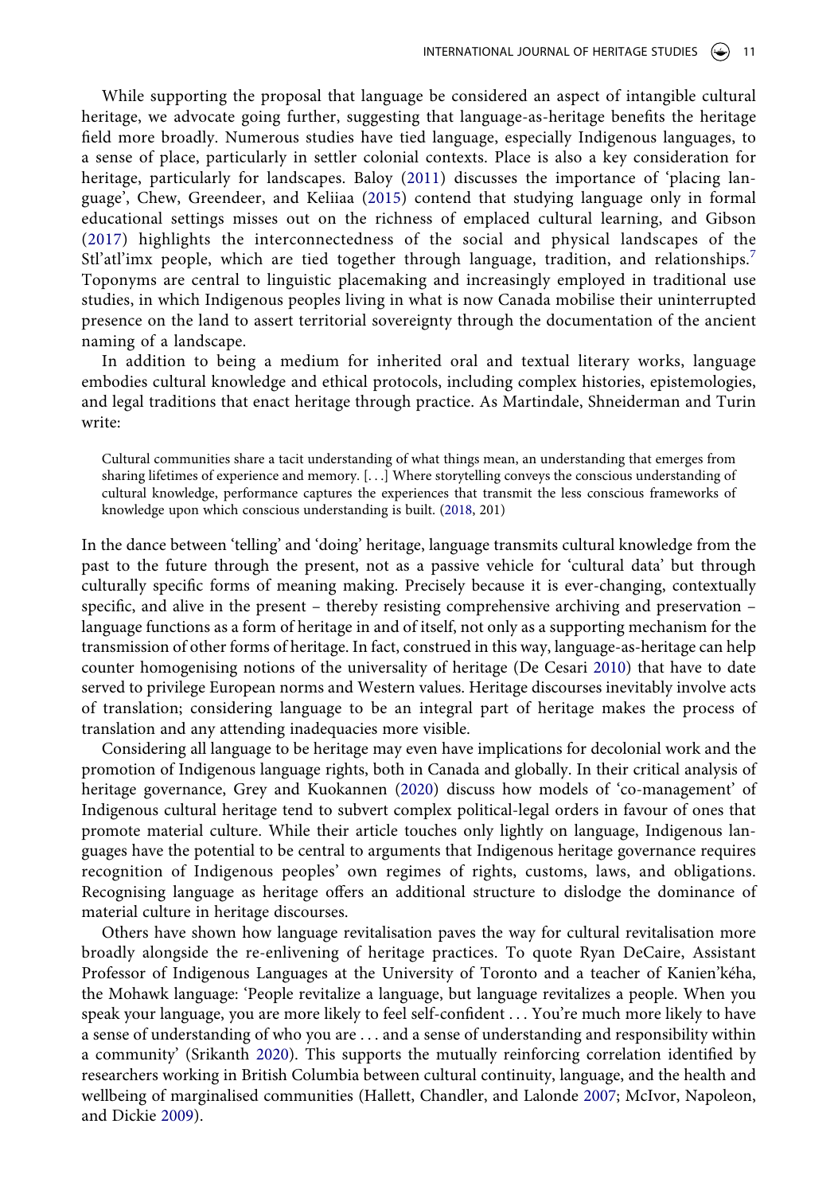While supporting the proposal that language be considered an aspect of intangible cultural heritage, we advocate going further, suggesting that language-as-heritage benefits the heritage field more broadly. Numerous studies have tied language, especially Indigenous languages, to a sense of place, particularly in settler colonial contexts. Place is also a key consideration for heritage, particularly for landscapes. Baloy (2011) discusses the importance of 'placing language', Chew, Greendeer, and Keliiaa (2015) contend that studying language only in formal educational settings misses out on the richness of emplaced cultural learning, and Gibson (2017) highlights the interconnectedness of the social and physical landscapes of the Stl'atl'imx people, which are tied together through language, tradition, and relationships.[7] Toponyms are central to linguistic placemaking and increasingly employed in traditional use studies, in which Indigenous peoples living in what is now Canada mobilise their uninterrupted presence on the land to assert territorial sovereignty through the documentation of the ancient naming of a landscape.

In addition to being a medium for inherited oral and textual literary works, language embodies cultural knowledge and ethical protocols, including complex histories, epistemologies, and legal traditions that enact heritage through practice. As Martindale, Shneiderman and Turin write:

> Cultural communities share a tacit understanding of what things mean, an understanding that emerges from sharing lifetimes of experience and memory. [. . .] Where storytelling conveys the conscious understanding of cultural knowledge, performance captures the experiences that transmit the less conscious frameworks of knowledge upon which conscious understanding is built. (2018, 201)

In the dance between 'telling' and 'doing' heritage, language transmits cultural knowledge from the past to the future through the present, not as a passive vehicle for 'cultural data' but through culturally specific forms of meaning making. Precisely because it is ever-changing, contextually specific, and alive in the present – thereby resisting comprehensive archiving and preservation – language functions as a form of heritage in and of itself, not only as a supporting mechanism for the transmission of other forms of heritage. In fact, construed in this way, language-as-heritage can help counter homogenising notions of the universality of heritage (De Cesari 2010) that have to date served to privilege European norms and Western values. Heritage discourses inevitably involve acts of translation; considering language to be an integral part of heritage makes the process of translation and any attending inadequacies more visible.

Considering all language to be heritage may even have implications for decolonial work and the promotion of Indigenous language rights, both in Canada and globally. In their critical analysis of heritage governance, Grey and Kuokannen (2020) discuss how models of 'co-management' of Indigenous cultural heritage tend to subvert complex political-legal orders in favour of ones that promote material culture. While their article touches only lightly on language, Indigenous languages have the potential to be central to arguments that Indigenous heritage governance requires recognition of Indigenous peoples' own regimes of rights, customs, laws, and obligations. Recognising language as heritage offers an additional structure to dislodge the dominance of material culture in heritage discourses.

Others have shown how language revitalisation paves the way for cultural revitalisation more broadly alongside the re-enlivening of heritage practices. To quote Ryan DeCaire, Assistant Professor of Indigenous Languages at the University of Toronto and a teacher of Kanien'kéha, the Mohawk language: 'People revitalize a language, but language revitalizes a people. When you speak your language, you are more likely to feel self-confident . . . You're much more likely to have a sense of understanding of who you are . . . and a sense of understanding and responsibility within a community' (Srikanth 2020). This supports the mutually reinforcing correlation identified by researchers working in British Columbia between cultural continuity, language, and the health and wellbeing of marginalised communities (Hallett, Chandler, and Lalonde 2007; McIvor, Napoleon, and Dickie 2009).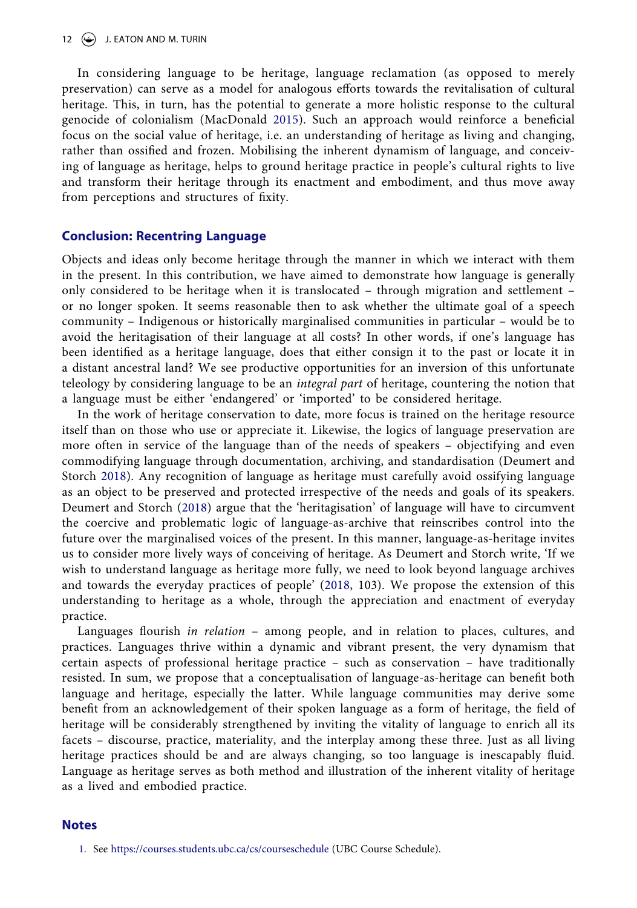In considering language to be heritage, language reclamation (as opposed to merely preservation) can serve as a model for analogous efforts towards the revitalisation of cultural heritage. This, in turn, has the potential to generate a more holistic response to the cultural genocide of colonialism (MacDonald 2015). Such an approach would reinforce a beneficial focus on the social value of heritage, i.e. an understanding of heritage as living and changing, rather than ossified and frozen. Mobilising the inherent dynamism of language, and conceiving of language as heritage, helps to ground heritage practice in people's cultural rights to live and transform their heritage through its enactment and embodiment, and thus move away from perceptions and structures of fixity.

## Conclusion: Recentring Language

Objects and ideas only become heritage through the manner in which we interact with them in the present. In this contribution, we have aimed to demonstrate how language is generally only considered to be heritage when it is translocated – through migration and settlement – or no longer spoken. It seems reasonable then to ask whether the ultimate goal of a speech community – Indigenous or historically marginalised communities in particular – would be to avoid the heritagisation of their language at all costs? In other words, if one's language has been identified as a heritage language, does that either consign it to the past or locate it in a distant ancestral land? We see productive opportunities for an inversion of this unfortunate teleology by considering language to be an *integral part* of heritage, countering the notion that a language must be either 'endangered' or 'imported' to be considered heritage.

In the work of heritage conservation to date, more focus is trained on the heritage resource itself than on those who use or appreciate it. Likewise, the logics of language preservation are more often in service of the language than of the needs of speakers – objectifying and even commodifying language through documentation, archiving, and standardisation (Deumert and Storch 2018). Any recognition of language as heritage must carefully avoid ossifying language as an object to be preserved and protected irrespective of the needs and goals of its speakers. Deumert and Storch (2018) argue that the 'heritagisation' of language will have to circumvent the coercive and problematic logic of language-as-archive that reinscribes control into the future over the marginalised voices of the present. In this manner, language-as-heritage invites us to consider more lively ways of conceiving of heritage. As Deumert and Storch write, 'If we wish to understand language as heritage more fully, we need to look beyond language archives and towards the everyday practices of people' (2018, 103). We propose the extension of this understanding to heritage as a whole, through the appreciation and enactment of everyday practice.

Languages flourish *in relation* – among people, and in relation to places, cultures, and practices. Languages thrive within a dynamic and vibrant present, the very dynamism that certain aspects of professional heritage practice – such as conservation – have traditionally resisted. In sum, we propose that a conceptualisation of language-as-heritage can benefit both language and heritage, especially the latter. While language communities may derive some benefit from an acknowledgement of their spoken language as a form of heritage, the field of heritage will be considerably strengthened by inviting the vitality of language to enrich all its facets – discourse, practice, materiality, and the interplay among these three. Just as all living heritage practices should be and are always changing, so too language is inescapably fluid. Language as heritage serves as both method and illustration of the inherent vitality of heritage as a lived and embodied practice.

## Notes

1. See https://courses.students.ubc.ca/cs/courseschedule (UBC Course Schedule).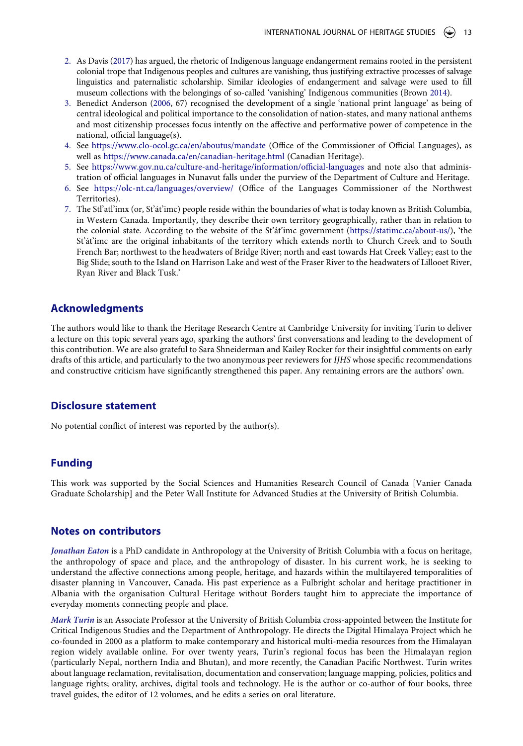2. As Davis (2017) has argued, the rhetoric of Indigenous language endangerment remains rooted in the persistent colonial trope that Indigenous peoples and cultures are vanishing, thus justifying extractive processes of salvage linguistics and paternalistic scholarship. Similar ideologies of endangerment and salvage were used to fill museum collections with the belongings of so-called 'vanishing' Indigenous communities (Brown 2014).
3. Benedict Anderson (2006, 67) recognised the development of a single 'national print language' as being of central ideological and political importance to the consolidation of nation-states, and many national anthems and most citizenship processes focus intently on the affective and performative power of competence in the national, official language(s).
4. See https://www.clo-ocol.gc.ca/en/aboutus/mandate (Office of the Commissioner of Official Languages), as well as https://www.canada.ca/en/canadian-heritage.html (Canadian Heritage).
5. See https://www.gov.nu.ca/culture-and-heritage/information/official-languages and note also that administration of official languages in Nunavut falls under the purview of the Department of Culture and Heritage.
6. See https://olc-nt.ca/languages/overview/ (Office of the Languages Commissioner of the Northwest Territories).
7. The Stl'atl'imx (or, St'át'imc) people reside within the boundaries of what is today known as British Columbia, in Western Canada. Importantly, they describe their own territory geographically, rather than in relation to the colonial state. According to the website of the St'át'imc government (https://statimc.ca/about-us/), 'the St'át'imc are the original inhabitants of the territory which extends north to Church Creek and to South French Bar; northwest to the headwaters of Bridge River; north and east towards Hat Creek Valley; east to the Big Slide; south to the Island on Harrison Lake and west of the Fraser River to the headwaters of Lillooet River, Ryan River and Black Tusk.'

## Acknowledgments

The authors would like to thank the Heritage Research Centre at Cambridge University for inviting Turin to deliver a lecture on this topic several years ago, sparking the authors' first conversations and leading to the development of this contribution. We are also grateful to Sara Shneiderman and Kailey Rocker for their insightful comments on early drafts of this article, and particularly to the two anonymous peer reviewers for *IJHS* whose specific recommendations and constructive criticism have significantly strengthened this paper. Any remaining errors are the authors' own.

## Disclosure statement

No potential conflict of interest was reported by the author(s).

## Funding

This work was supported by the Social Sciences and Humanities Research Council of Canada [Vanier Canada Graduate Scholarship] and the Peter Wall Institute for Advanced Studies at the University of British Columbia.

## Notes on contributors

***Jonathan Eaton*** is a PhD candidate in Anthropology at the University of British Columbia with a focus on heritage, the anthropology of space and place, and the anthropology of disaster. In his current work, he is seeking to understand the affective connections among people, heritage, and hazards within the multilayered temporalities of disaster planning in Vancouver, Canada. His past experience as a Fulbright scholar and heritage practitioner in Albania with the organisation Cultural Heritage without Borders taught him to appreciate the importance of everyday moments connecting people and place.

***Mark Turin*** is an Associate Professor at the University of British Columbia cross-appointed between the Institute for Critical Indigenous Studies and the Department of Anthropology. He directs the Digital Himalaya Project which he co-founded in 2000 as a platform to make contemporary and historical multi-media resources from the Himalayan region widely available online. For over twenty years, Turin's regional focus has been the Himalayan region (particularly Nepal, northern India and Bhutan), and more recently, the Canadian Pacific Northwest. Turin writes about language reclamation, revitalisation, documentation and conservation; language mapping, policies, politics and language rights; orality, archives, digital tools and technology. He is the author or co-author of four books, three travel guides, the editor of 12 volumes, and he edits a series on oral literature.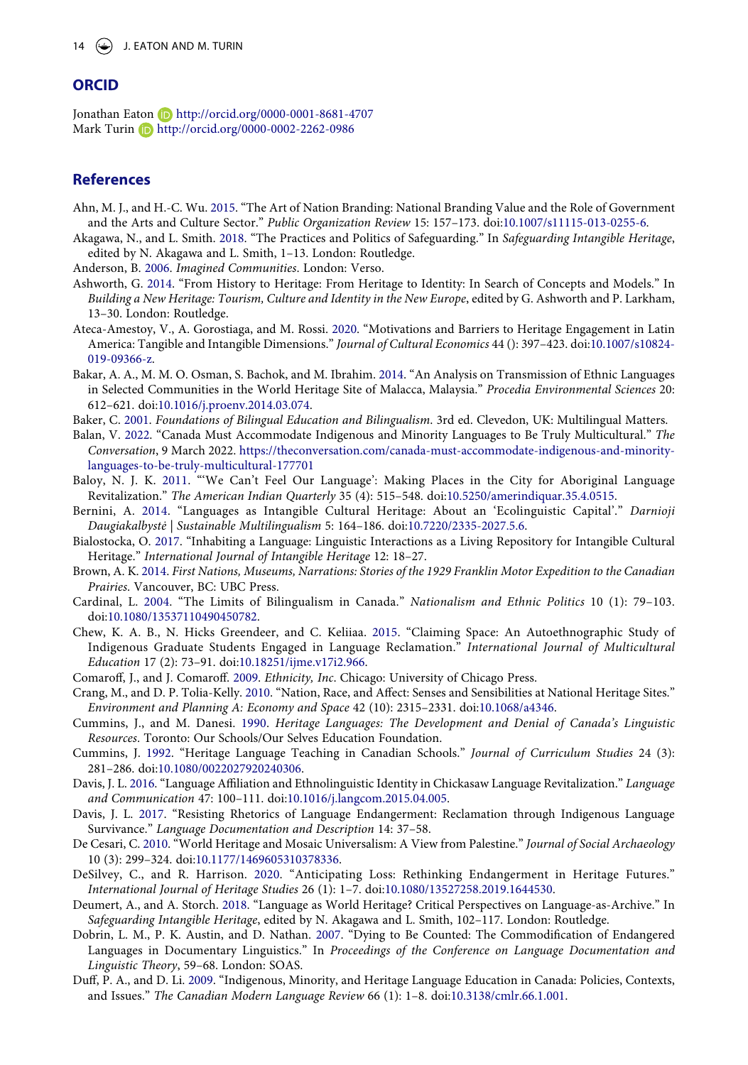## ORCID

Jonathan Eaton http://orcid.org/0000-0001-8681-4707
Mark Turin http://orcid.org/0000-0002-2262-0986

## References

Ahn, M. J., and H.-C. Wu. 2015. "The Art of Nation Branding: National Branding Value and the Role of Government and the Arts and Culture Sector." *Public Organization Review* 15: 157–173. doi:10.1007/s11115-013-0255-6.

Akagawa, N., and L. Smith. 2018. "The Practices and Politics of Safeguarding." In *Safeguarding Intangible Heritage*, edited by N. Akagawa and L. Smith, 1–13. London: Routledge.

Anderson, B. 2006. *Imagined Communities*. London: Verso.

Ashworth, G. 2014. "From History to Heritage: From Heritage to Identity: In Search of Concepts and Models." In *Building a New Heritage: Tourism, Culture and Identity in the New Europe*, edited by G. Ashworth and P. Larkham, 13–30. London: Routledge.

Ateca-Amestoy, V., A. Gorostiaga, and M. Rossi. 2020. "Motivations and Barriers to Heritage Engagement in Latin America: Tangible and Intangible Dimensions." *Journal of Cultural Economics* 44 (): 397–423. doi:10.1007/s10824-019-09366-z.

Bakar, A. A., M. M. O. Osman, S. Bachok, and M. Ibrahim. 2014. "An Analysis on Transmission of Ethnic Languages in Selected Communities in the World Heritage Site of Malacca, Malaysia." *Procedia Environmental Sciences* 20: 612–621. doi:10.1016/j.proenv.2014.03.074.

Baker, C. 2001. *Foundations of Bilingual Education and Bilingualism*. 3rd ed. Clevedon, UK: Multilingual Matters.

Balan, V. 2022. "Canada Must Accommodate Indigenous and Minority Languages to Be Truly Multicultural." *The Conversation*, 9 March 2022. https://theconversation.com/canada-must-accommodate-indigenous-and-minority-languages-to-be-truly-multicultural-177701

Baloy, N. J. K. 2011. "'We Can't Feel Our Language': Making Places in the City for Aboriginal Language Revitalization." *The American Indian Quarterly* 35 (4): 515–548. doi:10.5250/amerindiquar.35.4.0515.

Bernini, A. 2014. "Languages as Intangible Cultural Heritage: About an 'Ecolinguistic Capital'." *Darnioji Daugiakalbystė | Sustainable Multilingualism* 5: 164–186. doi:10.7220/2335-2027.5.6.

Bialostocka, O. 2017. "Inhabiting a Language: Linguistic Interactions as a Living Repository for Intangible Cultural Heritage." *International Journal of Intangible Heritage* 12: 18–27.

Brown, A. K. 2014. *First Nations, Museums, Narrations: Stories of the 1929 Franklin Motor Expedition to the Canadian Prairies*. Vancouver, BC: UBC Press.

Cardinal, L. 2004. "The Limits of Bilingualism in Canada." *Nationalism and Ethnic Politics* 10 (1): 79–103. doi:10.1080/13537110490450782.

Chew, K. A. B., N. Hicks Greendeer, and C. Keliiaa. 2015. "Claiming Space: An Autoethnographic Study of Indigenous Graduate Students Engaged in Language Reclamation." *International Journal of Multicultural Education* 17 (2): 73–91. doi:10.18251/ijme.v17i2.966.

Comaroff, J., and J. Comaroff. 2009. *Ethnicity, Inc.* Chicago: University of Chicago Press.

Crang, M., and D. P. Tolia-Kelly. 2010. "Nation, Race, and Affect: Senses and Sensibilities at National Heritage Sites." *Environment and Planning A: Economy and Space* 42 (10): 2315–2331. doi:10.1068/a4346.

Cummins, J., and M. Danesi. 1990. *Heritage Languages: The Development and Denial of Canada's Linguistic Resources*. Toronto: Our Schools/Our Selves Education Foundation.

Cummins, J. 1992. "Heritage Language Teaching in Canadian Schools." *Journal of Curriculum Studies* 24 (3): 281–286. doi:10.1080/0022027920240306.

Davis, J. L. 2016. "Language Affiliation and Ethnolinguistic Identity in Chickasaw Language Revitalization." *Language and Communication* 47: 100–111. doi:10.1016/j.langcom.2015.04.005.

Davis, J. L. 2017. "Resisting Rhetorics of Language Endangerment: Reclamation through Indigenous Language Survivance." *Language Documentation and Description* 14: 37–58.

De Cesari, C. 2010. "World Heritage and Mosaic Universalism: A View from Palestine." *Journal of Social Archaeology* 10 (3): 299–324. doi:10.1177/1469605310378336.

DeSilvey, C., and R. Harrison. 2020. "Anticipating Loss: Rethinking Endangerment in Heritage Futures." *International Journal of Heritage Studies* 26 (1): 1–7. doi:10.1080/13527258.2019.1644530.

Deumert, A., and A. Storch. 2018. "Language as World Heritage? Critical Perspectives on Language-as-Archive." In *Safeguarding Intangible Heritage*, edited by N. Akagawa and L. Smith, 102–117. London: Routledge.

Dobrin, L. M., P. K. Austin, and D. Nathan. 2007. "Dying to Be Counted: The Commodification of Endangered Languages in Documentary Linguistics." In *Proceedings of the Conference on Language Documentation and Linguistic Theory*, 59–68. London: SOAS.

Duff, P. A., and D. Li. 2009. "Indigenous, Minority, and Heritage Language Education in Canada: Policies, Contexts, and Issues." *The Canadian Modern Language Review* 66 (1): 1–8. doi:10.3138/cmlr.66.1.001.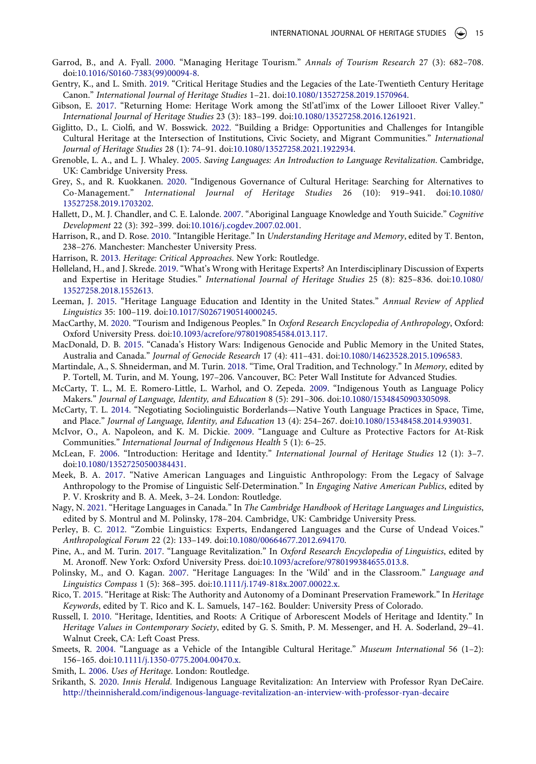Garrod, B., and A. Fyall. 2000. "Managing Heritage Tourism." *Annals of Tourism Research* 27 (3): 682–708. doi:10.1016/S0160-7383(99)00094-8.

Gentry, K., and L. Smith. 2019. "Critical Heritage Studies and the Legacies of the Late-Twentieth Century Heritage Canon." *International Journal of Heritage Studies* 1–21. doi:10.1080/13527258.2019.1570964.

Gibson, E. 2017. "Returning Home: Heritage Work among the Stl'atl'imx of the Lower Lillooet River Valley." *International Journal of Heritage Studies* 23 (3): 183–199. doi:10.1080/13527258.2016.1261921.

Giglitto, D., L. Ciolfi, and W. Bosswick. 2022. "Building a Bridge: Opportunities and Challenges for Intangible Cultural Heritage at the Intersection of Institutions, Civic Society, and Migrant Communities." *International Journal of Heritage Studies* 28 (1): 74–91. doi:10.1080/13527258.2021.1922934.

Grenoble, L. A., and L. J. Whaley. 2005. *Saving Languages: An Introduction to Language Revitalization*. Cambridge, UK: Cambridge University Press.

Grey, S., and R. Kuokkanen. 2020. "Indigenous Governance of Cultural Heritage: Searching for Alternatives to Co-Management." *International Journal of Heritage Studies* 26 (10): 919–941. doi:10.1080/13527258.2019.1703202.

Hallett, D., M. J. Chandler, and C. E. Lalonde. 2007. "Aboriginal Language Knowledge and Youth Suicide." *Cognitive Development* 22 (3): 392–399. doi:10.1016/j.cogdev.2007.02.001.

Harrison, R., and D. Rose. 2010. "Intangible Heritage." In *Understanding Heritage and Memory*, edited by T. Benton, 238–276. Manchester: Manchester University Press.

Harrison, R. 2013. *Heritage: Critical Approaches*. New York: Routledge.

Hølleland, H., and J. Skrede. 2019. "What's Wrong with Heritage Experts? An Interdisciplinary Discussion of Experts and Expertise in Heritage Studies." *International Journal of Heritage Studies* 25 (8): 825–836. doi:10.1080/13527258.2018.1552613.

Leeman, J. 2015. "Heritage Language Education and Identity in the United States." *Annual Review of Applied Linguistics* 35: 100–119. doi:10.1017/S0267190514000245.

MacCarthy, M. 2020. "Tourism and Indigenous Peoples." In *Oxford Research Encyclopedia of Anthropology*, Oxford: Oxford University Press. doi:10.1093/acrefore/9780190854584.013.117.

MacDonald, D. B. 2015. "Canada's History Wars: Indigenous Genocide and Public Memory in the United States, Australia and Canada." *Journal of Genocide Research* 17 (4): 411–431. doi:10.1080/14623528.2015.1096583.

Martindale, A., S. Shneiderman, and M. Turin. 2018. "Time, Oral Tradition, and Technology." In *Memory*, edited by P. Tortell, M. Turin, and M. Young, 197–206. Vancouver, BC: Peter Wall Institute for Advanced Studies.

McCarty, T. L., M. E. Romero-Little, L. Warhol, and O. Zepeda. 2009. "Indigenous Youth as Language Policy Makers." *Journal of Language, Identity, and Education* 8 (5): 291–306. doi:10.1080/15348450903305098.

McCarty, T. L. 2014. "Negotiating Sociolinguistic Borderlands—Native Youth Language Practices in Space, Time, and Place." *Journal of Language, Identity, and Education* 13 (4): 254–267. doi:10.1080/15348458.2014.939031.

McIvor, O., A. Napoleon, and K. M. Dickie. 2009. "Language and Culture as Protective Factors for At-Risk Communities." *International Journal of Indigenous Health* 5 (1): 6–25.

McLean, F. 2006. "Introduction: Heritage and Identity." *International Journal of Heritage Studies* 12 (1): 3–7. doi:10.1080/13527250500384431.

Meek, B. A. 2017. "Native American Languages and Linguistic Anthropology: From the Legacy of Salvage Anthropology to the Promise of Linguistic Self-Determination." In *Engaging Native American Publics*, edited by P. V. Kroskrity and B. A. Meek, 3–24. London: Routledge.

Nagy, N. 2021. "Heritage Languages in Canada." In *The Cambridge Handbook of Heritage Languages and Linguistics*, edited by S. Montrul and M. Polinsky, 178–204. Cambridge, UK: Cambridge University Press.

Perley, B. C. 2012. "Zombie Linguistics: Experts, Endangered Languages and the Curse of Undead Voices." *Anthropological Forum* 22 (2): 133–149. doi:10.1080/00664677.2012.694170.

Pine, A., and M. Turin. 2017. "Language Revitalization." In *Oxford Research Encyclopedia of Linguistics*, edited by M. Aronoff. New York: Oxford University Press. doi:10.1093/acrefore/9780199384655.013.8.

Polinsky, M., and O. Kagan. 2007. "Heritage Languages: In the 'Wild' and in the Classroom." *Language and Linguistics Compass* 1 (5): 368–395. doi:10.1111/j.1749-818x.2007.00022.x.

Rico, T. 2015. "Heritage at Risk: The Authority and Autonomy of a Dominant Preservation Framework." In *Heritage Keywords*, edited by T. Rico and K. L. Samuels, 147–162. Boulder: University Press of Colorado.

Russell, I. 2010. "Heritage, Identities, and Roots: A Critique of Arborescent Models of Heritage and Identity." In *Heritage Values in Contemporary Society*, edited by G. S. Smith, P. M. Messenger, and H. A. Soderland, 29–41. Walnut Creek, CA: Left Coast Press.

Smeets, R. 2004. "Language as a Vehicle of the Intangible Cultural Heritage." *Museum International* 56 (1–2): 156–165. doi:10.1111/j.1350-0775.2004.00470.x.

Smith, L. 2006. *Uses of Heritage*. London: Routledge.

Srikanth, S. 2020. *Innis Herald*. Indigenous Language Revitalization: An Interview with Professor Ryan DeCaire. http://theinnisherald.com/indigenous-language-revitalization-an-interview-with-professor-ryan-decaire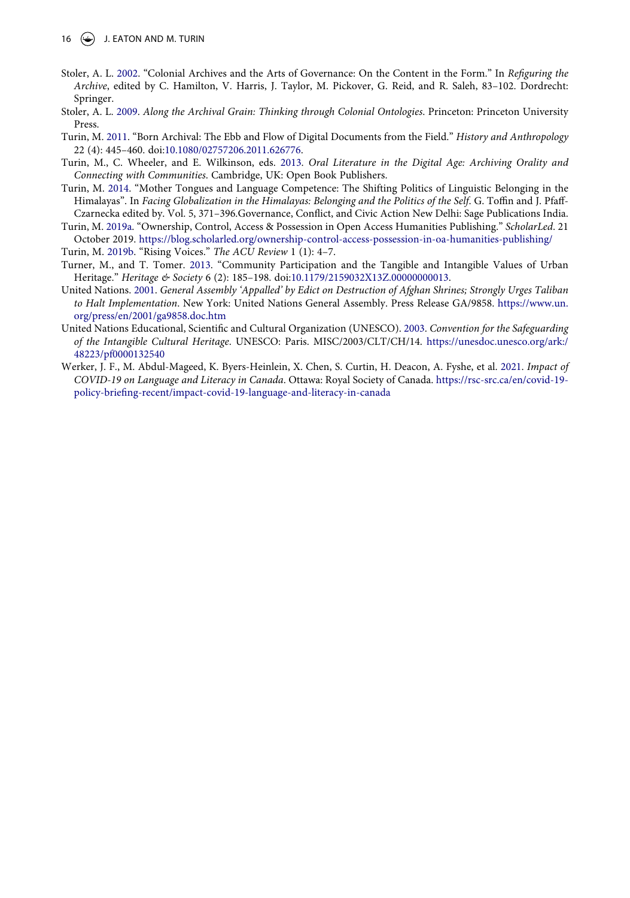Stoler, A. L. 2002. “Colonial Archives and the Arts of Governance: On the Content in the Form.” In *Refiguring the Archive*, edited by C. Hamilton, V. Harris, J. Taylor, M. Pickover, G. Reid, and R. Saleh, 83–102. Dordrecht: Springer.

Stoler, A. L. 2009. *Along the Archival Grain: Thinking through Colonial Ontologies*. Princeton: Princeton University Press.

Turin, M. 2011. “Born Archival: The Ebb and Flow of Digital Documents from the Field.” *History and Anthropology* 22 (4): 445–460. doi:10.1080/02757206.2011.626776.

Turin, M., C. Wheeler, and E. Wilkinson, eds. 2013. *Oral Literature in the Digital Age: Archiving Orality and Connecting with Communities*. Cambridge, UK: Open Book Publishers.

Turin, M. 2014. “Mother Tongues and Language Competence: The Shifting Politics of Linguistic Belonging in the Himalayas”. In *Facing Globalization in the Himalayas: Belonging and the Politics of the Self*. G. Toffin and J. Pfaff-Czarnecka edited by. Vol. 5, 371–396.Governance, Conflict, and Civic Action New Delhi: Sage Publications India.

Turin, M. 2019a. “Ownership, Control, Access & Possession in Open Access Humanities Publishing.” *ScholarLed*. 21 October 2019. https://blog.scholarled.org/ownership-control-access-possession-in-oa-humanities-publishing/

Turin, M. 2019b. “Rising Voices.” *The ACU Review* 1 (1): 4–7.

Turner, M., and T. Tomer. 2013. “Community Participation and the Tangible and Intangible Values of Urban Heritage.” *Heritage & Society* 6 (2): 185–198. doi:10.1179/2159032X13Z.00000000013.

United Nations. 2001. *General Assembly ‘Appalled’ by Edict on Destruction of Afghan Shrines; Strongly Urges Taliban to Halt Implementation*. New York: United Nations General Assembly. Press Release GA/9858. https://www.un.org/press/en/2001/ga9858.doc.htm

United Nations Educational, Scientific and Cultural Organization (UNESCO). 2003. *Convention for the Safeguarding of the Intangible Cultural Heritage*. UNESCO: Paris. MISC/2003/CLT/CH/14. https://unesdoc.unesco.org/ark:/48223/pf0000132540

Werker, J. F., M. Abdul-Mageed, K. Byers-Heinlein, X. Chen, S. Curtin, H. Deacon, A. Fyshe, et al. 2021. *Impact of COVID-19 on Language and Literacy in Canada*. Ottawa: Royal Society of Canada. https://rsc-src.ca/en/covid-19-policy-briefing-recent/impact-covid-19-language-and-literacy-in-canada